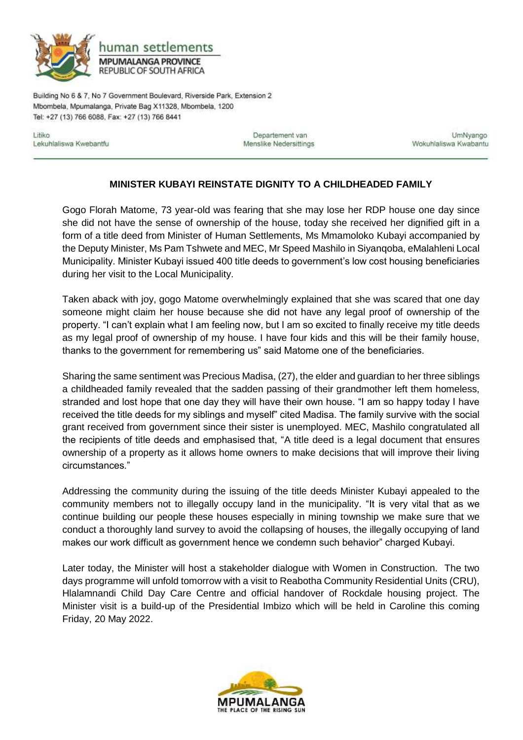human settlements

**MPUMALANGA PROVINCE**
REPUBLIC OF SOUTH AFRICA

Building No 6 & 7, No 7 Government Boulevard, Riverside Park, Extension 2
Mbombela, Mpumalanga, Private Bag X11328, Mbombela, 1200
Tel: +27 (13) 766 6088, Fax: +27 (13) 766 8441

Litiko Lekuhlaliswa Kwebantfu | Departement van Menslike Nedersittings | UmNyango Wokuhlaliswa Kwabantu

## MINISTER KUBAYI REINSTATE DIGNITY TO A CHILDHEADED FAMILY

Gogo Florah Matome, 73 year-old was fearing that she may lose her RDP house one day since she did not have the sense of ownership of the house, today she received her dignified gift in a form of a title deed from Minister of Human Settlements, Ms Mmamoloko Kubayi accompanied by the Deputy Minister, Ms Pam Tshwete and MEC, Mr Speed Mashilo in Siyanqoba, eMalahleni Local Municipality. Minister Kubayi issued 400 title deeds to government's low cost housing beneficiaries during her visit to the Local Municipality.

Taken aback with joy, gogo Matome overwhelmingly explained that she was scared that one day someone might claim her house because she did not have any legal proof of ownership of the property. "I can't explain what I am feeling now, but I am so excited to finally receive my title deeds as my legal proof of ownership of my house. I have four kids and this will be their family house, thanks to the government for remembering us" said Matome one of the beneficiaries.

Sharing the same sentiment was Precious Madisa, (27), the elder and guardian to her three siblings a childheaded family revealed that the sadden passing of their grandmother left them homeless, stranded and lost hope that one day they will have their own house. "I am so happy today I have received the title deeds for my siblings and myself" cited Madisa. The family survive with the social grant received from government since their sister is unemployed. MEC, Mashilo congratulated all the recipients of title deeds and emphasised that, "A title deed is a legal document that ensures ownership of a property as it allows home owners to make decisions that will improve their living circumstances."

Addressing the community during the issuing of the title deeds Minister Kubayi appealed to the community members not to illegally occupy land in the municipality. "It is very vital that as we continue building our people these houses especially in mining township we make sure that we conduct a thoroughly land survey to avoid the collapsing of houses, the illegally occupying of land makes our work difficult as government hence we condemn such behavior" charged Kubayi.

Later today, the Minister will host a stakeholder dialogue with Women in Construction. The two days programme will unfold tomorrow with a visit to Reabotha Community Residential Units (CRU), Hlalamnandi Child Day Care Centre and official handover of Rockdale housing project. The Minister visit is a build-up of the Presidential Imbizo which will be held in Caroline this coming Friday, 20 May 2022.

MPUMALANGA
THE PLACE OF THE RISING SUN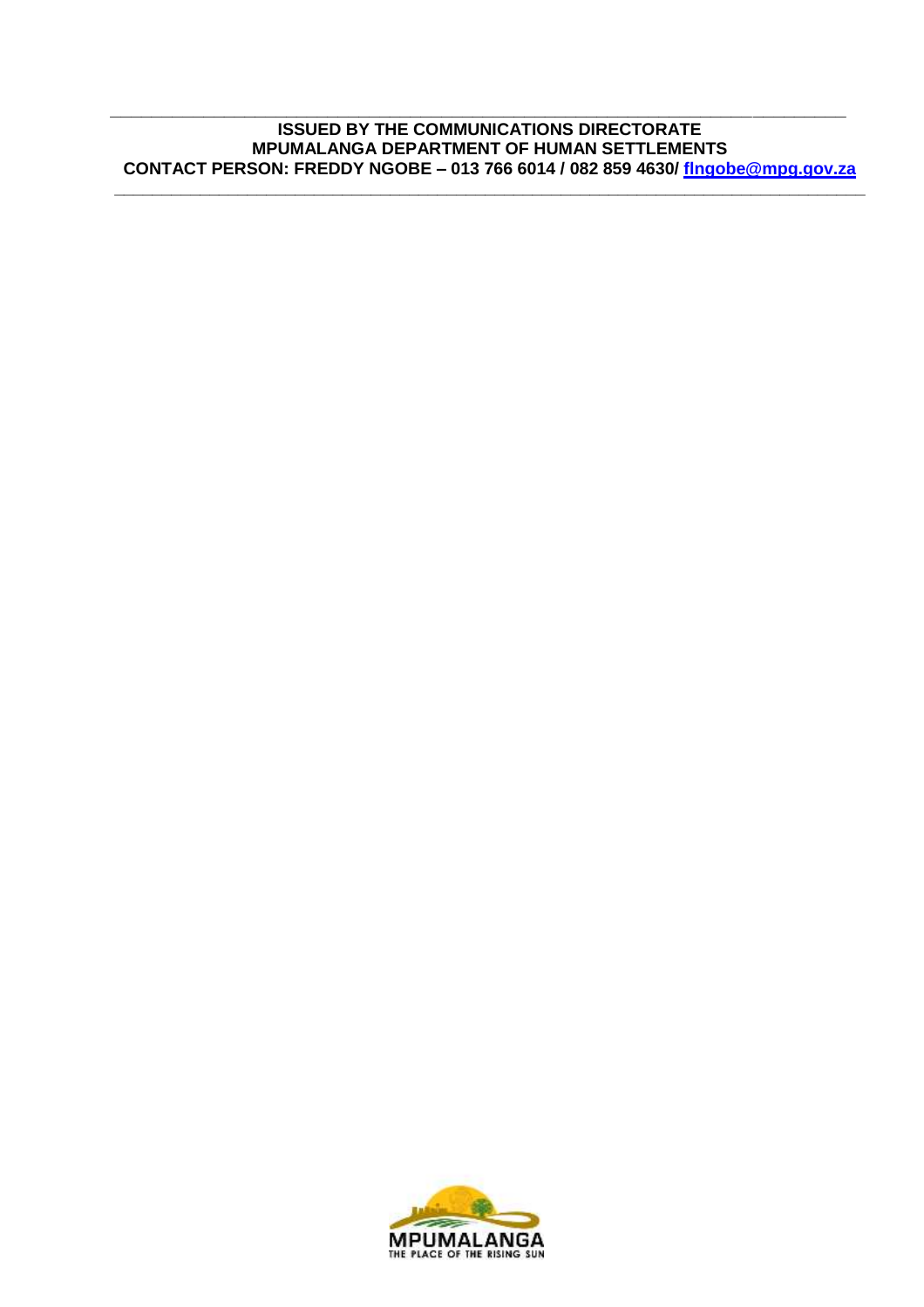**ISSUED BY THE COMMUNICATIONS DIRECTORATE**
**MPUMALANGA DEPARTMENT OF HUMAN SETTLEMENTS**
**CONTACT PERSON: FREDDY NGOBE – 013 766 6014 / 082 859 4630/ flngobe@mpg.gov.za**

MPUMALANGA
THE PLACE OF THE RISING SUN